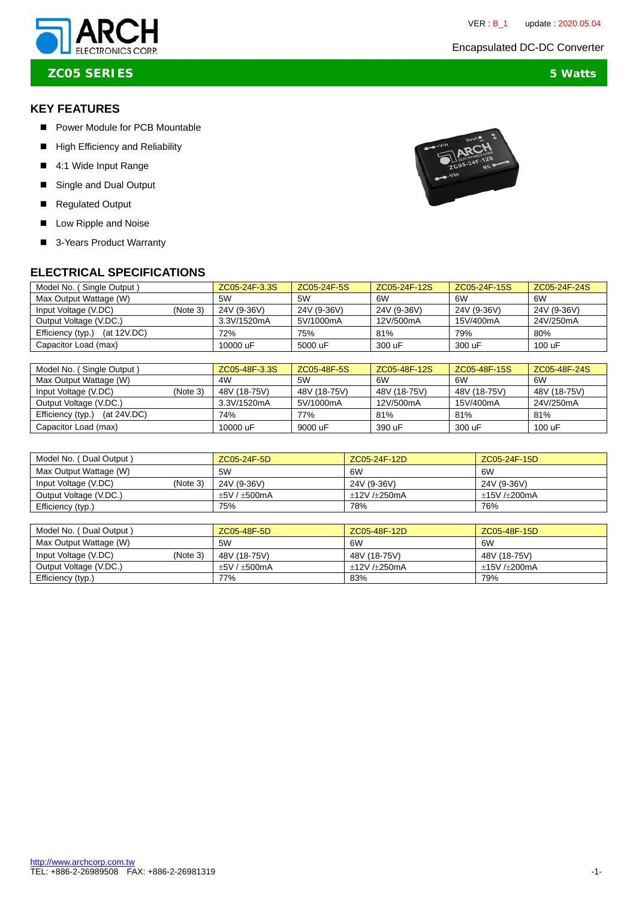ARCH ELECTRONICS CORP.

VER : B_1 update : 2020.05.04

Encapsulated DC-DC Converter

# ZC05 SERIES 5 Watts

## KEY FEATURES

- Power Module for PCB Mountable
- High Efficiency and Reliability
- 4:1 Wide Input Range
- Single and Dual Output
- Regulated Output
- Low Ripple and Noise
- 3-Years Product Warranty

## ELECTRICAL SPECIFICATIONS

| Model No. ( Single Output ) | ZC05-24F-3.3S | ZC05-24F-5S | ZC05-24F-12S | ZC05-24F-15S | ZC05-24F-24S |
|---|---|---|---|---|---|
| Max Output Wattage (W) | 5W | 5W | 6W | 6W | 6W |
| Input Voltage (V.DC) (Note 3) | 24V (9-36V) | 24V (9-36V) | 24V (9-36V) | 24V (9-36V) | 24V (9-36V) |
| Output Voltage (V.DC.) | 3.3V/1520mA | 5V/1000mA | 12V/500mA | 15V/400mA | 24V/250mA |
| Efficiency (typ.) (at 12V.DC) | 72% | 75% | 81% | 79% | 80% |
| Capacitor Load (max) | 10000 uF | 5000 uF | 300 uF | 300 uF | 100 uF |

| Model No. ( Single Output ) | ZC05-48F-3.3S | ZC05-48F-5S | ZC05-48F-12S | ZC05-48F-15S | ZC05-48F-24S |
|---|---|---|---|---|---|
| Max Output Wattage (W) | 4W | 5W | 6W | 6W | 6W |
| Input Voltage (V.DC) (Note 3) | 48V (18-75V) | 48V (18-75V) | 48V (18-75V) | 48V (18-75V) | 48V (18-75V) |
| Output Voltage (V.DC.) | 3.3V/1520mA | 5V/1000mA | 12V/500mA | 15V/400mA | 24V/250mA |
| Efficiency (typ.) (at 24V.DC) | 74% | 77% | 81% | 81% | 81% |
| Capacitor Load (max) | 10000 uF | 9000 uF | 390 uF | 300 uF | 100 uF |

| Model No. ( Dual Output ) | ZC05-24F-5D | ZC05-24F-12D | ZC05-24F-15D |
|---|---|---|---|
| Max Output Wattage (W) | 5W | 6W | 6W |
| Input Voltage (V.DC) (Note 3) | 24V (9-36V) | 24V (9-36V) | 24V (9-36V) |
| Output Voltage (V.DC.) | ±5V / ±500mA | ±12V /±250mA | ±15V /±200mA |
| Efficiency (typ.) | 75% | 78% | 76% |

| Model No. ( Dual Output ) | ZC05-48F-5D | ZC05-48F-12D | ZC05-48F-15D |
|---|---|---|---|
| Max Output Wattage (W) | 5W | 6W | 6W |
| Input Voltage (V.DC) (Note 3) | 48V (18-75V) | 48V (18-75V) | 48V (18-75V) |
| Output Voltage (V.DC.) | ±5V / ±500mA | ±12V /±250mA | ±15V /±200mA |
| Efficiency (typ.) | 77% | 83% | 79% |

http://www.archcorp.com.tw
TEL: +886-2-26989508 FAX: +886-2-26981319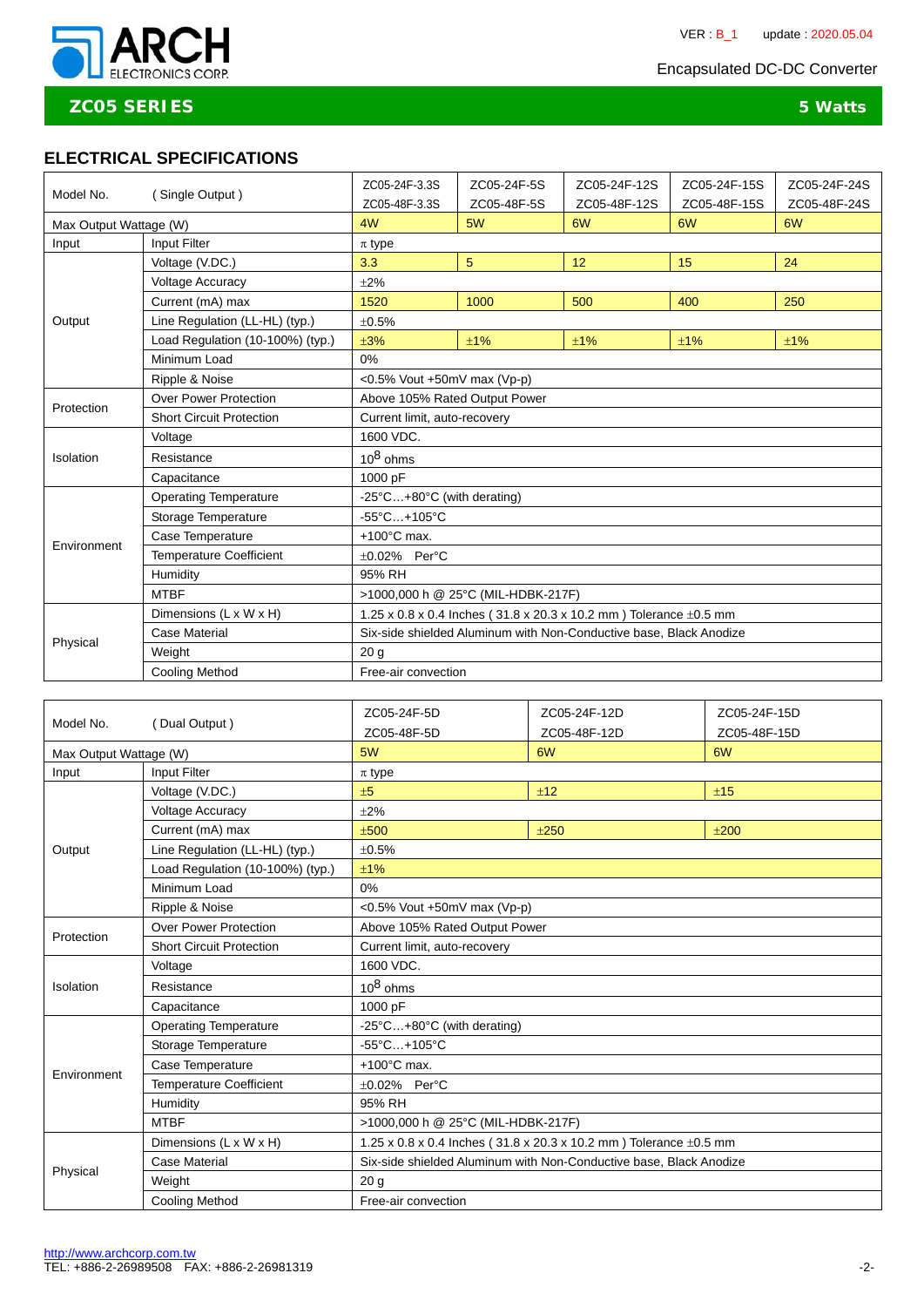# ZC05 SERIES — 5 Watts

Encapsulated DC-DC Converter

## ELECTRICAL SPECIFICATIONS

| Model No. | ( Single Output ) | ZC05-24F-3.3S<br>ZC05-48F-3.3S | ZC05-24F-5S<br>ZC05-48F-5S | ZC05-24F-12S<br>ZC05-48F-12S | ZC05-24F-15S<br>ZC05-48F-15S | ZC05-24F-24S<br>ZC05-48F-24S |
|---|---|---|---|---|---|---|
| Max Output Wattage (W) | | 4W | 5W | 6W | 6W | 6W |
| Input | Input Filter | π type | | | | |
| Output | Voltage (V.DC.) | 3.3 | 5 | 12 | 15 | 24 |
| | Voltage Accuracy | ±2% | | | | |
| | Current (mA) max | 1520 | 1000 | 500 | 400 | 250 |
| | Line Regulation (LL-HL) (typ.) | ±0.5% | | | | |
| | Load Regulation (10-100%) (typ.) | ±3% | ±1% | ±1% | ±1% | ±1% |
| | Minimum Load | 0% | | | | |
| | Ripple & Noise | <0.5% Vout +50mV max (Vp-p) | | | | |
| Protection | Over Power Protection | Above 105% Rated Output Power | | | | |
| | Short Circuit Protection | Current limit, auto-recovery | | | | |
| Isolation | Voltage | 1600 VDC. | | | | |
| | Resistance | $10^8$ ohms | | | | |
| | Capacitance | 1000 pF | | | | |
| Environment | Operating Temperature | -25°C…+80°C (with derating) | | | | |
| | Storage Temperature | -55°C…+105°C | | | | |
| | Case Temperature | +100°C max. | | | | |
| | Temperature Coefficient | ±0.02% Per°C | | | | |
| | Humidity | 95% RH | | | | |
| | MTBF | >1000,000 h @ 25°C (MIL-HDBK-217F) | | | | |
| Physical | Dimensions (L x W x H) | 1.25 x 0.8 x 0.4 Inches ( 31.8 x 20.3 x 10.2 mm ) Tolerance ±0.5 mm | | | | |
| | Case Material | Six-side shielded Aluminum with Non-Conductive base, Black Anodize | | | | |
| | Weight | 20 g | | | | |
| | Cooling Method | Free-air convection | | | | |

| Model No. | ( Dual Output ) | ZC05-24F-5D<br>ZC05-48F-5D | ZC05-24F-12D<br>ZC05-48F-12D | ZC05-24F-15D<br>ZC05-48F-15D |
|---|---|---|---|---|
| Max Output Wattage (W) | | 5W | 6W | 6W |
| Input | Input Filter | π type | | |
| Output | Voltage (V.DC.) | ±5 | ±12 | ±15 |
| | Voltage Accuracy | ±2% | | |
| | Current (mA) max | ±500 | ±250 | ±200 |
| | Line Regulation (LL-HL) (typ.) | ±0.5% | | |
| | Load Regulation (10-100%) (typ.) | ±1% | | |
| | Minimum Load | 0% | | |
| | Ripple & Noise | <0.5% Vout +50mV max (Vp-p) | | |
| Protection | Over Power Protection | Above 105% Rated Output Power | | |
| | Short Circuit Protection | Current limit, auto-recovery | | |
| Isolation | Voltage | 1600 VDC. | | |
| | Resistance | $10^8$ ohms | | |
| | Capacitance | 1000 pF | | |
| Environment | Operating Temperature | -25°C…+80°C (with derating) | | |
| | Storage Temperature | -55°C…+105°C | | |
| | Case Temperature | +100°C max. | | |
| | Temperature Coefficient | ±0.02% Per°C | | |
| | Humidity | 95% RH | | |
| | MTBF | >1000,000 h @ 25°C (MIL-HDBK-217F) | | |
| Physical | Dimensions (L x W x H) | 1.25 x 0.8 x 0.4 Inches ( 31.8 x 20.3 x 10.2 mm ) Tolerance ±0.5 mm | | |
| | Case Material | Six-side shielded Aluminum with Non-Conductive base, Black Anodize | | |
| | Weight | 20 g | | |
| | Cooling Method | Free-air convection | | |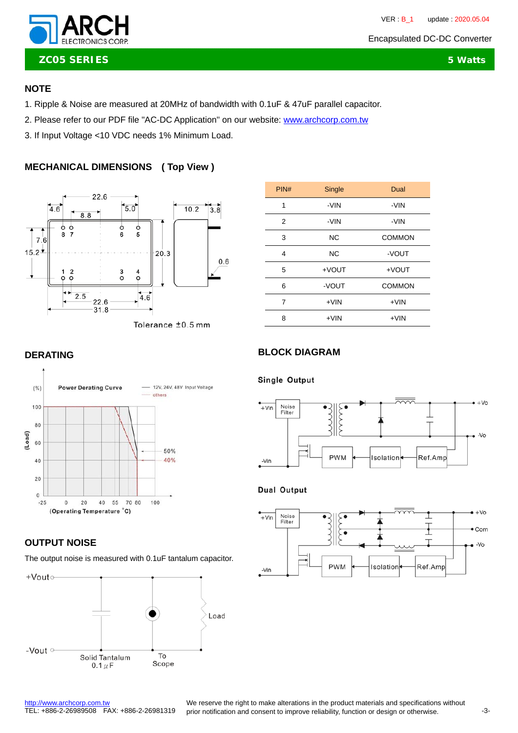## ZC05 SERIES 5 Watts

Encapsulated DC-DC Converter

### NOTE

1. Ripple & Noise are measured at 20MHz of bandwidth with 0.1uF & 47uF parallel capacitor.
2. Please refer to our PDF file "AC-DC Application" on our website: www.archcorp.com.tw
3. If Input Voltage <10 VDC needs 1% Minimum Load.

### MECHANICAL DIMENSIONS ( Top View )

22.6
4.6
5.0
8.8
10.2
3.8
8 7
6 5
7.6
15.2
20.3
0.6
1 2
3 4
2.5
22.6
4.6
31.8

Tolerance ±0.5 mm

| PIN# | Single | Dual |
|---|---|---|
| 1 | -VIN | -VIN |
| 2 | -VIN | -VIN |
| 3 | NC | COMMON |
| 4 | NC | -VOUT |
| 5 | +VOUT | +VOUT |
| 6 | -VOUT | COMMON |
| 7 | +VIN | +VIN |
| 8 | +VIN | +VIN |

### DERATING

Power Derating Curve

12V, 24V, 48V Input Voltage
others

(%)
(Load)
100
80
60
40
20
0
50%
40%
-25 0 20 40 55 70 80 100
(Operating Temperature °C)

### BLOCK DIAGRAM

**Single Output**

+Vin
Noise Filter
+Vo
-Vo
-Vin
PWM
Isolation
Ref.Amp

**Dual Output**

+Vin
Noise Filter
+Vo
Com
-Vo
-Vin
PWM
Isolation
Ref.Amp

### OUTPUT NOISE

The output noise is measured with 0.1uF tantalum capacitor.

+Vout
-Vout
Load
Solid Tantalum
0.1 μF
To
Scope

http://www.archcorp.com.tw
TEL: +886-2-26989508 FAX: +886-2-26981319

We reserve the right to make alterations in the product materials and specifications without prior notification and consent to improve reliability, function or design or otherwise.